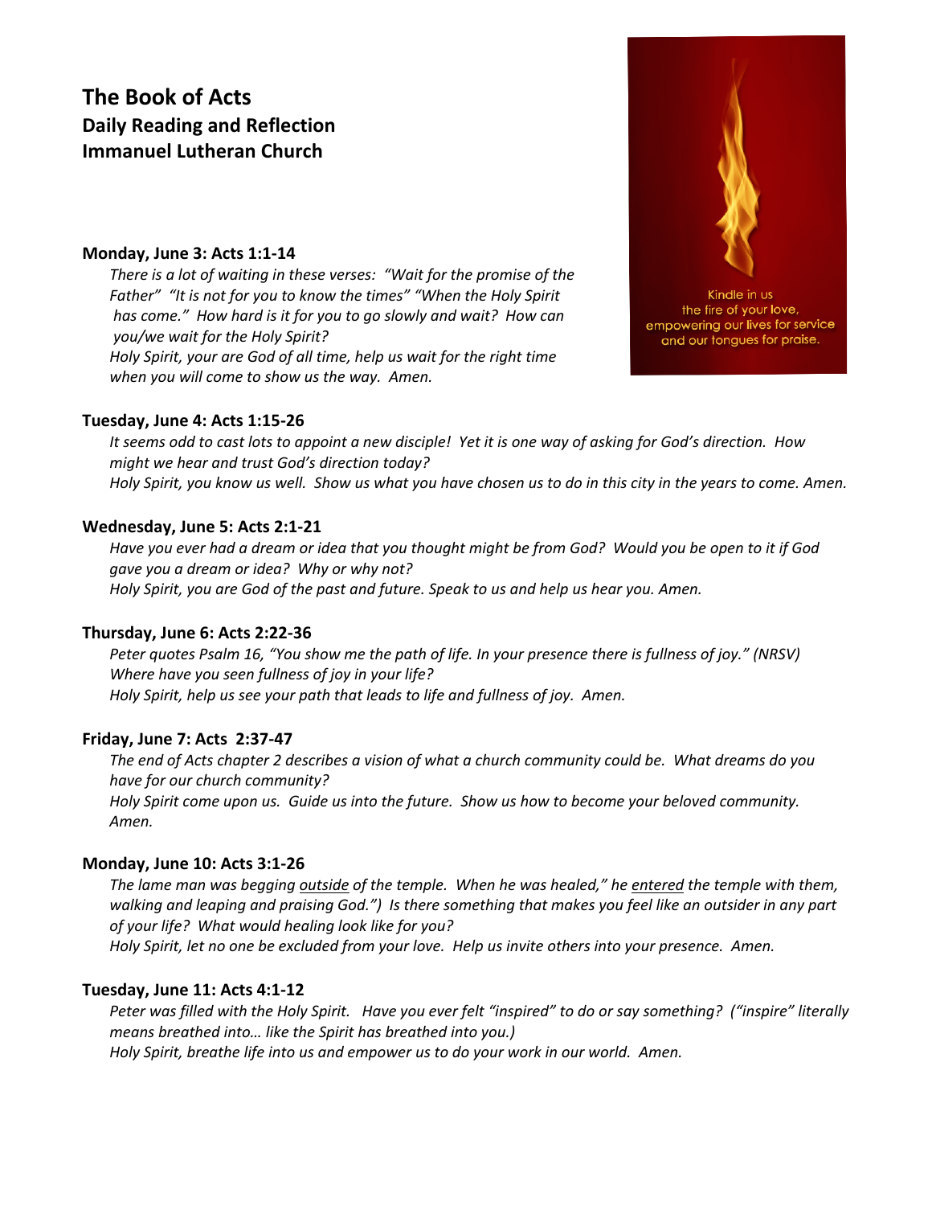# The Book of Acts
## Daily Reading and Reflection
## Immanuel Lutheran Church

Kindle in us the fire of your love, empowering our lives for service and our tongues for praise.

**Monday, June 3: Acts 1:1-14**

*There is a lot of waiting in these verses: "Wait for the promise of the Father" "It is not for you to know the times" "When the Holy Spirit has come." How hard is it for you to go slowly and wait? How can you/we wait for the Holy Spirit?*

*Holy Spirit, your are God of all time, help us wait for the right time when you will come to show us the way. Amen.*

**Tuesday, June 4: Acts 1:15-26**

*It seems odd to cast lots to appoint a new disciple! Yet it is one way of asking for God's direction. How might we hear and trust God's direction today?*

*Holy Spirit, you know us well. Show us what you have chosen us to do in this city in the years to come. Amen.*

**Wednesday, June 5: Acts 2:1-21**

*Have you ever had a dream or idea that you thought might be from God? Would you be open to it if God gave you a dream or idea? Why or why not?*

*Holy Spirit, you are God of the past and future. Speak to us and help us hear you. Amen.*

**Thursday, June 6: Acts 2:22-36**

*Peter quotes Psalm 16, "You show me the path of life. In your presence there is fullness of joy." (NRSV) Where have you seen fullness of joy in your life?*

*Holy Spirit, help us see your path that leads to life and fullness of joy. Amen.*

**Friday, June 7: Acts 2:37-47**

*The end of Acts chapter 2 describes a vision of what a church community could be. What dreams do you have for our church community?*

*Holy Spirit come upon us. Guide us into the future. Show us how to become your beloved community. Amen.*

**Monday, June 10: Acts 3:1-26**

*The lame man was begging <u>outside</u> of the temple. When he was healed," he <u>entered</u> the temple with them, walking and leaping and praising God.") Is there something that makes you feel like an outsider in any part of your life? What would healing look like for you?*

*Holy Spirit, let no one be excluded from your love. Help us invite others into your presence. Amen.*

**Tuesday, June 11: Acts 4:1-12**

*Peter was filled with the Holy Spirit. Have you ever felt "inspired" to do or say something? ("inspire" literally means breathed into… like the Spirit has breathed into you.)*

*Holy Spirit, breathe life into us and empower us to do your work in our world. Amen.*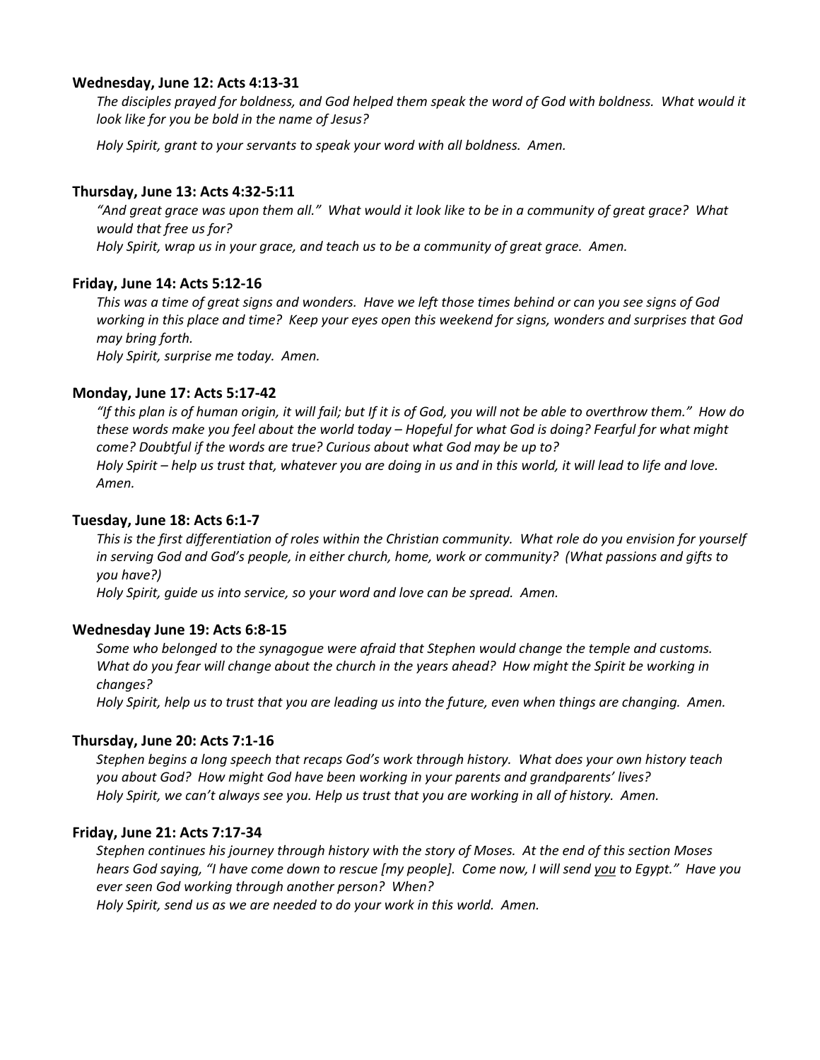**Wednesday, June 12: Acts 4:13-31**

*The disciples prayed for boldness, and God helped them speak the word of God with boldness. What would it look like for you be bold in the name of Jesus?*

*Holy Spirit, grant to your servants to speak your word with all boldness. Amen.*

**Thursday, June 13: Acts 4:32-5:11**

*"And great grace was upon them all." What would it look like to be in a community of great grace? What would that free us for?*
*Holy Spirit, wrap us in your grace, and teach us to be a community of great grace. Amen.*

**Friday, June 14: Acts 5:12-16**

*This was a time of great signs and wonders. Have we left those times behind or can you see signs of God working in this place and time? Keep your eyes open this weekend for signs, wonders and surprises that God may bring forth.*
*Holy Spirit, surprise me today. Amen.*

**Monday, June 17: Acts 5:17-42**

*"If this plan is of human origin, it will fail; but If it is of God, you will not be able to overthrow them." How do these words make you feel about the world today – Hopeful for what God is doing? Fearful for what might come? Doubtful if the words are true? Curious about what God may be up to?*
*Holy Spirit – help us trust that, whatever you are doing in us and in this world, it will lead to life and love. Amen.*

**Tuesday, June 18: Acts 6:1-7**

*This is the first differentiation of roles within the Christian community. What role do you envision for yourself in serving God and God's people, in either church, home, work or community? (What passions and gifts to you have?)*
*Holy Spirit, guide us into service, so your word and love can be spread. Amen.*

**Wednesday June 19: Acts 6:8-15**

*Some who belonged to the synagogue were afraid that Stephen would change the temple and customs. What do you fear will change about the church in the years ahead? How might the Spirit be working in changes?*
*Holy Spirit, help us to trust that you are leading us into the future, even when things are changing. Amen.*

**Thursday, June 20: Acts 7:1-16**

*Stephen begins a long speech that recaps God's work through history. What does your own history teach you about God? How might God have been working in your parents and grandparents' lives?*
*Holy Spirit, we can't always see you. Help us trust that you are working in all of history. Amen.*

**Friday, June 21: Acts 7:17-34**

*Stephen continues his journey through history with the story of Moses. At the end of this section Moses hears God saying, "I have come down to rescue [my people]. Come now, I will send <u>you</u> to Egypt." Have you ever seen God working through another person? When?*
*Holy Spirit, send us as we are needed to do your work in this world. Amen.*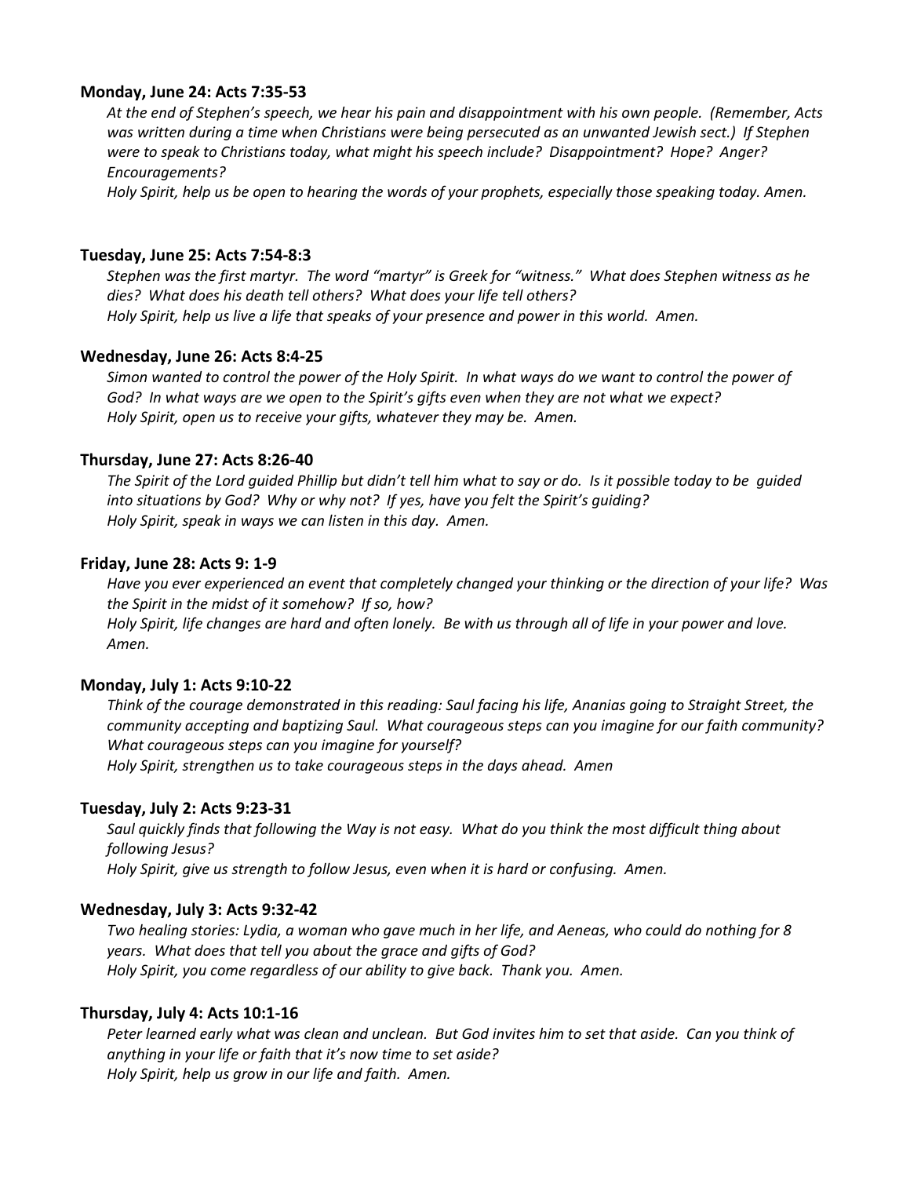**Monday, June 24: Acts 7:35-53**

*At the end of Stephen's speech, we hear his pain and disappointment with his own people. (Remember, Acts was written during a time when Christians were being persecuted as an unwanted Jewish sect.) If Stephen were to speak to Christians today, what might his speech include? Disappointment? Hope? Anger? Encouragements?*

*Holy Spirit, help us be open to hearing the words of your prophets, especially those speaking today. Amen.*

**Tuesday, June 25: Acts 7:54-8:3**

*Stephen was the first martyr. The word "martyr" is Greek for "witness." What does Stephen witness as he dies? What does his death tell others? What does your life tell others?*

*Holy Spirit, help us live a life that speaks of your presence and power in this world. Amen.*

**Wednesday, June 26: Acts 8:4-25**

*Simon wanted to control the power of the Holy Spirit. In what ways do we want to control the power of God? In what ways are we open to the Spirit's gifts even when they are not what we expect?*

*Holy Spirit, open us to receive your gifts, whatever they may be. Amen.*

**Thursday, June 27: Acts 8:26-40**

*The Spirit of the Lord guided Phillip but didn't tell him what to say or do. Is it possible today to be guided into situations by God? Why or why not? If yes, have you felt the Spirit's guiding?*

*Holy Spirit, speak in ways we can listen in this day. Amen.*

**Friday, June 28: Acts 9: 1-9**

*Have you ever experienced an event that completely changed your thinking or the direction of your life? Was the Spirit in the midst of it somehow? If so, how?*

*Holy Spirit, life changes are hard and often lonely. Be with us through all of life in your power and love. Amen.*

**Monday, July 1: Acts 9:10-22**

*Think of the courage demonstrated in this reading: Saul facing his life, Ananias going to Straight Street, the community accepting and baptizing Saul. What courageous steps can you imagine for our faith community? What courageous steps can you imagine for yourself?*

*Holy Spirit, strengthen us to take courageous steps in the days ahead. Amen*

**Tuesday, July 2: Acts 9:23-31**

*Saul quickly finds that following the Way is not easy. What do you think the most difficult thing about following Jesus?*

*Holy Spirit, give us strength to follow Jesus, even when it is hard or confusing. Amen.*

**Wednesday, July 3: Acts 9:32-42**

*Two healing stories: Lydia, a woman who gave much in her life, and Aeneas, who could do nothing for 8 years. What does that tell you about the grace and gifts of God?*

*Holy Spirit, you come regardless of our ability to give back. Thank you. Amen.*

**Thursday, July 4: Acts 10:1-16**

*Peter learned early what was clean and unclean. But God invites him to set that aside. Can you think of anything in your life or faith that it's now time to set aside?*

*Holy Spirit, help us grow in our life and faith. Amen.*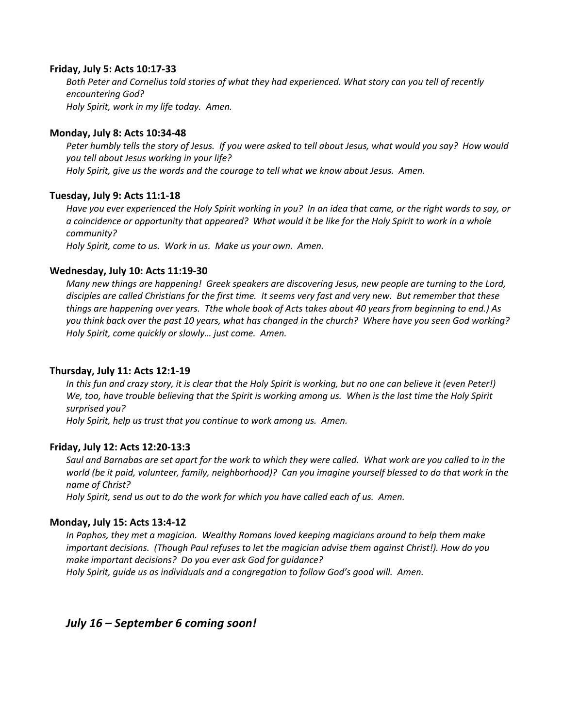**Friday, July 5: Acts 10:17-33**

*Both Peter and Cornelius told stories of what they had experienced. What story can you tell of recently encountering God?*
*Holy Spirit, work in my life today. Amen.*

**Monday, July 8: Acts 10:34-48**

*Peter humbly tells the story of Jesus. If you were asked to tell about Jesus, what would you say? How would you tell about Jesus working in your life?*
*Holy Spirit, give us the words and the courage to tell what we know about Jesus. Amen.*

**Tuesday, July 9: Acts 11:1-18**

*Have you ever experienced the Holy Spirit working in you? In an idea that came, or the right words to say, or a coincidence or opportunity that appeared? What would it be like for the Holy Spirit to work in a whole community?*
*Holy Spirit, come to us. Work in us. Make us your own. Amen.*

**Wednesday, July 10: Acts 11:19-30**

*Many new things are happening! Greek speakers are discovering Jesus, new people are turning to the Lord, disciples are called Christians for the first time. It seems very fast and very new. But remember that these things are happening over years. Tthe whole book of Acts takes about 40 years from beginning to end.) As you think back over the past 10 years, what has changed in the church? Where have you seen God working?*
*Holy Spirit, come quickly or slowly… just come. Amen.*

**Thursday, July 11: Acts 12:1-19**

*In this fun and crazy story, it is clear that the Holy Spirit is working, but no one can believe it (even Peter!) We, too, have trouble believing that the Spirit is working among us. When is the last time the Holy Spirit surprised you?*
*Holy Spirit, help us trust that you continue to work among us. Amen.*

**Friday, July 12: Acts 12:20-13:3**

*Saul and Barnabas are set apart for the work to which they were called. What work are you called to in the world (be it paid, volunteer, family, neighborhood)? Can you imagine yourself blessed to do that work in the name of Christ?*
*Holy Spirit, send us out to do the work for which you have called each of us. Amen.*

**Monday, July 15: Acts 13:4-12**

*In Paphos, they met a magician. Wealthy Romans loved keeping magicians around to help them make important decisions. (Though Paul refuses to let the magician advise them against Christ!). How do you make important decisions? Do you ever ask God for guidance?*
*Holy Spirit, guide us as individuals and a congregation to follow God's good will. Amen.*

***July 16 – September 6 coming soon!***